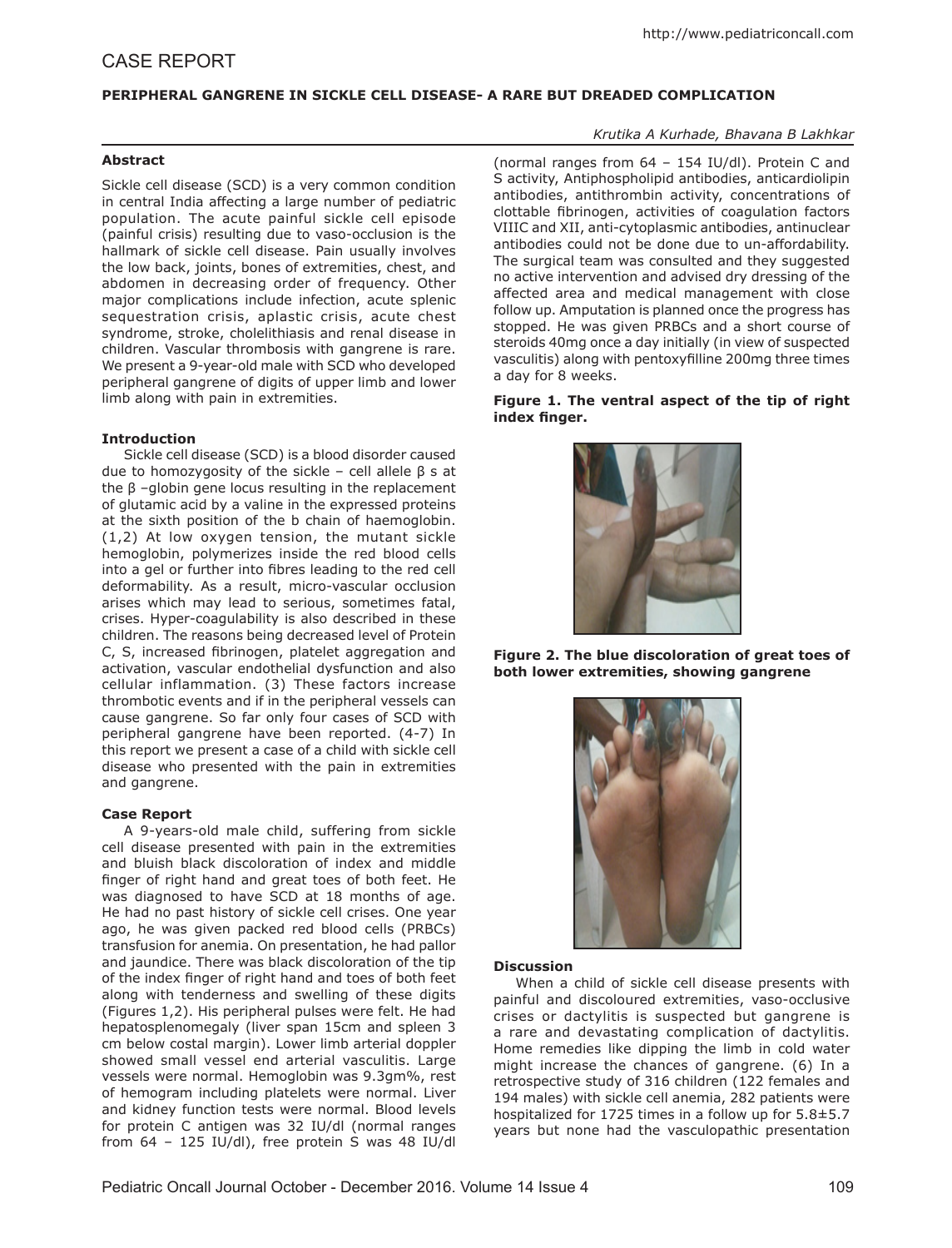# CASE REPORT

**PERIPHERAL GANGRENE IN SICKLE CELL DISEASE- A RARE BUT DREADED COMPLICATION**

*Krutika A Kurhade, Bhavana B Lakhkar*

### Abstract

Sickle cell disease (SCD) is a very common condition in central India affecting a large number of pediatric population. The acute painful sickle cell episode (painful crisis) resulting due to vaso-occlusion is the hallmark of sickle cell disease. Pain usually involves the low back, joints, bones of extremities, chest, and abdomen in decreasing order of frequency. Other major complications include infection, acute splenic sequestration crisis, aplastic crisis, acute chest syndrome, stroke, cholelithiasis and renal disease in children. Vascular thrombosis with gangrene is rare. We present a 9-year-old male with SCD who developed peripheral gangrene of digits of upper limb and lower limb along with pain in extremities.

### Introduction

Sickle cell disease (SCD) is a blood disorder caused due to homozygosity of the sickle – cell allele β s at the β –globin gene locus resulting in the replacement of glutamic acid by a valine in the expressed proteins at the sixth position of the b chain of haemoglobin. (1,2) At low oxygen tension, the mutant sickle hemoglobin, polymerizes inside the red blood cells into a gel or further into fibres leading to the red cell deformability. As a result, micro-vascular occlusion arises which may lead to serious, sometimes fatal, crises. Hyper-coagulability is also described in these children. The reasons being decreased level of Protein C, S, increased fibrinogen, platelet aggregation and activation, vascular endothelial dysfunction and also cellular inflammation. (3) These factors increase thrombotic events and if in the peripheral vessels can cause gangrene. So far only four cases of SCD with peripheral gangrene have been reported. (4-7) In this report we present a case of a child with sickle cell disease who presented with the pain in extremities and gangrene.

### Case Report

A 9-years-old male child, suffering from sickle cell disease presented with pain in the extremities and bluish black discoloration of index and middle finger of right hand and great toes of both feet. He was diagnosed to have SCD at 18 months of age. He had no past history of sickle cell crises. One year ago, he was given packed red blood cells (PRBCs) transfusion for anemia. On presentation, he had pallor and jaundice. There was black discoloration of the tip of the index finger of right hand and toes of both feet along with tenderness and swelling of these digits (Figures 1,2). His peripheral pulses were felt. He had hepatosplenomegaly (liver span 15cm and spleen 3 cm below costal margin). Lower limb arterial doppler showed small vessel end arterial vasculitis. Large vessels were normal. Hemoglobin was 9.3gm%, rest of hemogram including platelets were normal. Liver and kidney function tests were normal. Blood levels for protein C antigen was 32 IU/dl (normal ranges from 64 – 125 IU/dl), free protein S was 48 IU/dl (normal ranges from 64 – 154 IU/dl). Protein C and S activity, Antiphospholipid antibodies, anticardiolipin antibodies, antithrombin activity, concentrations of clottable fibrinogen, activities of coagulation factors VIIIC and XII, anti-cytoplasmic antibodies, antinuclear antibodies could not be done due to un-affordability. The surgical team was consulted and they suggested no active intervention and advised dry dressing of the affected area and medical management with close follow up. Amputation is planned once the progress has stopped. He was given PRBCs and a short course of steroids 40mg once a day initially (in view of suspected vasculitis) along with pentoxifilline 200mg three times a day for 8 weeks.

**Figure 1. The ventral aspect of the tip of right index finger.**

**Figure 2. The blue discoloration of great toes of both lower extremities, showing gangrene**

### Discussion

When a child of sickle cell disease presents with painful and discoloured extremities, vaso-occlusive crises or dactylitis is suspected but gangrene is a rare and devastating complication of dactylitis. Home remedies like dipping the limb in cold water might increase the chances of gangrene. (6) In a retrospective study of 316 children (122 females and 194 males) with sickle cell anemia, 282 patients were hospitalized for 1725 times in a follow up for 5.8±5.7 years but none had the vasculopathic presentation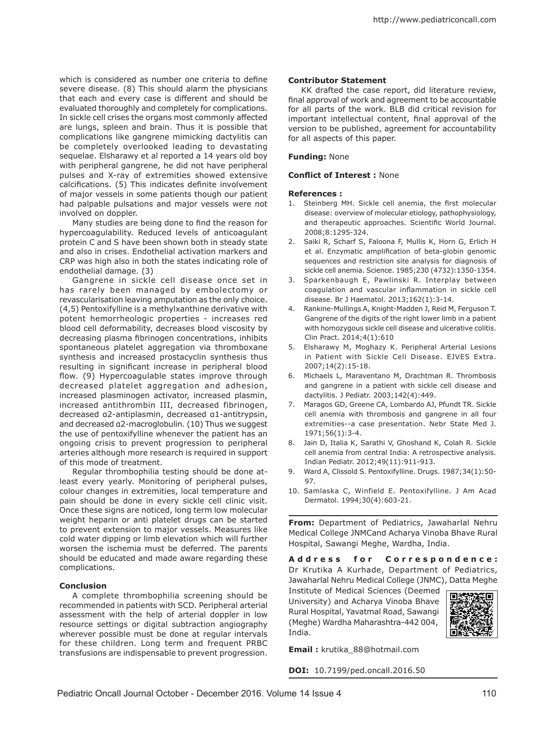which is considered as number one criteria to define severe disease. (8) This should alarm the physicians that each and every case is different and should be evaluated thoroughly and completely for complications. In sickle cell crises the organs most commonly affected are lungs, spleen and brain. Thus it is possible that complications like gangrene mimicking dactylitis can be completely overlooked leading to devastating sequelae. Elsharawy et al reported a 14 years old boy with peripheral gangrene, he did not have peripheral pulses and X-ray of extremities showed extensive calcifications. (5) This indicates definite involvement of major vessels in some patients though our patient had palpable pulsations and major vessels were not involved on doppler.

Many studies are being done to find the reason for hypercoagulability. Reduced levels of anticoagulant protein C and S have been shown both in steady state and also in crises. Endothelial activation markers and CRP was high also in both the states indicating role of endothelial damage. (3)

Gangrene in sickle cell disease once set in has rarely been managed by embolectomy or revascularisation leaving amputation as the only choice. (4,5) Pentoxifylline is a methylxanthine derivative with potent hemorrheologic properties - increases red blood cell deformability, decreases blood viscosity by decreasing plasma fibrinogen concentrations, inhibits spontaneous platelet aggregation via thromboxane synthesis and increased prostacyclin synthesis thus resulting in significant increase in peripheral blood flow. (9) Hypercoagulable states improve through decreased platelet aggregation and adhesion, increased plasminogen activator, increased plasmin, increased antithrombin III, decreased fibrinogen, decreased α2-antiplasmin, decreased α1-antitrypsin, and decreased α2-macroglobulin. (10) Thus we suggest the use of pentoxifylline whenever the patient has an ongoing crisis to prevent progression to peripheral arteries although more research is required in support of this mode of treatment.

Regular thrombophilia testing should be done atleast every yearly. Monitoring of peripheral pulses, colour changes in extremities, local temperature and pain should be done in every sickle cell clinic visit. Once these signs are noticed, long term low molecular weight heparin or anti platelet drugs can be started to prevent extension to major vessels. Measures like cold water dipping or limb elevation which will further worsen the ischemia must be deferred. The parents should be educated and made aware regarding these complications.

**Conclusion**

A complete thrombophilia screening should be recommended in patients with SCD. Peripheral arterial assessment with the help of arterial doppler in low resource settings or digital subtraction angiography wherever possible must be done at regular intervals for these children. Long term and frequent PRBC transfusions are indispensable to prevent progression.

**Contributor Statement**

KK drafted the case report, did literature review, final approval of work and agreement to be accountable for all parts of the work. BLB did critical revision for important intellectual content, final approval of the version to be published, agreement for accountability for all aspects of this paper.

**Funding:** None

**Conflict of Interest :** None

**References :**

1. Steinberg MH. Sickle cell anemia, the first molecular disease: overview of molecular etiology, pathophysiology, and therapeutic approaches. Scientific World Journal. 2008;8:1295-324.
2. Saiki R, Scharf S, Faloona F, Mullis K, Horn G, Erlich H et al. Enzymatic amplification of beta-globin genomic sequences and restriction site analysis for diagnosis of sickle cell anemia. Science. 1985;230 (4732):1350-1354.
3. Sparkenbaugh E, Pawlinski R. Interplay between coagulation and vascular inflammation in sickle cell disease. Br J Haematol. 2013;162(1):3-14.
4. Rankine-Mullings A, Knight-Madden J, Reid M, Ferguson T. Gangrene of the digits of the right lower limb in a patient with homozygous sickle cell disease and ulcerative colitis. Clin Pract. 2014;4(1):610
5. Elsharawy M, Moghazy K. Peripheral Arterial Lesions in Patient with Sickle Cell Disease. EJVES Extra. 2007;14(2):15-18.
6. Michaels L, Maraventano M, Drachtman R. Thrombosis and gangrene in a patient with sickle cell disease and dactylitis. J Pediatr. 2003;142(4):449.
7. Maragos GD, Greene CA, Lombardo AJ, Pfundt TR. Sickle cell anemia with thrombosis and gangrene in all four extremities--a case presentation. Nebr State Med J. 1971;56(1):3-4.
8. Jain D, Italia K, Sarathi V, Ghoshand K, Colah R. Sickle cell anemia from central India: A retrospective analysis. Indian Pediatr. 2012;49(11):911-913.
9. Ward A, Clissold S. Pentoxifylline. Drugs. 1987;34(1):50-97.
10. Samlaska C, Winfield E. Pentoxifylline. J Am Acad Dermatol. 1994;30(4):603-21.

**From:** Department of Pediatrics, Jawaharlal Nehru Medical College JNMCand Acharya Vinoba Bhave Rural Hospital, Sawangi Meghe, Wardha, India.

**Address for Correspondence:** Dr Krutika A Kurhade, Department of Pediatrics, Jawaharlal Nehru Medical College (JNMC), Datta Meghe Institute of Medical Sciences (Deemed University) and Acharya Vinoba Bhave Rural Hospital, Yavatmal Road, Sawangi (Meghe) Wardha Maharashtra-442 004, India.

**Email :** krutika_88@hotmail.com

**DOI:** 10.7199/ped.oncall.2016.50